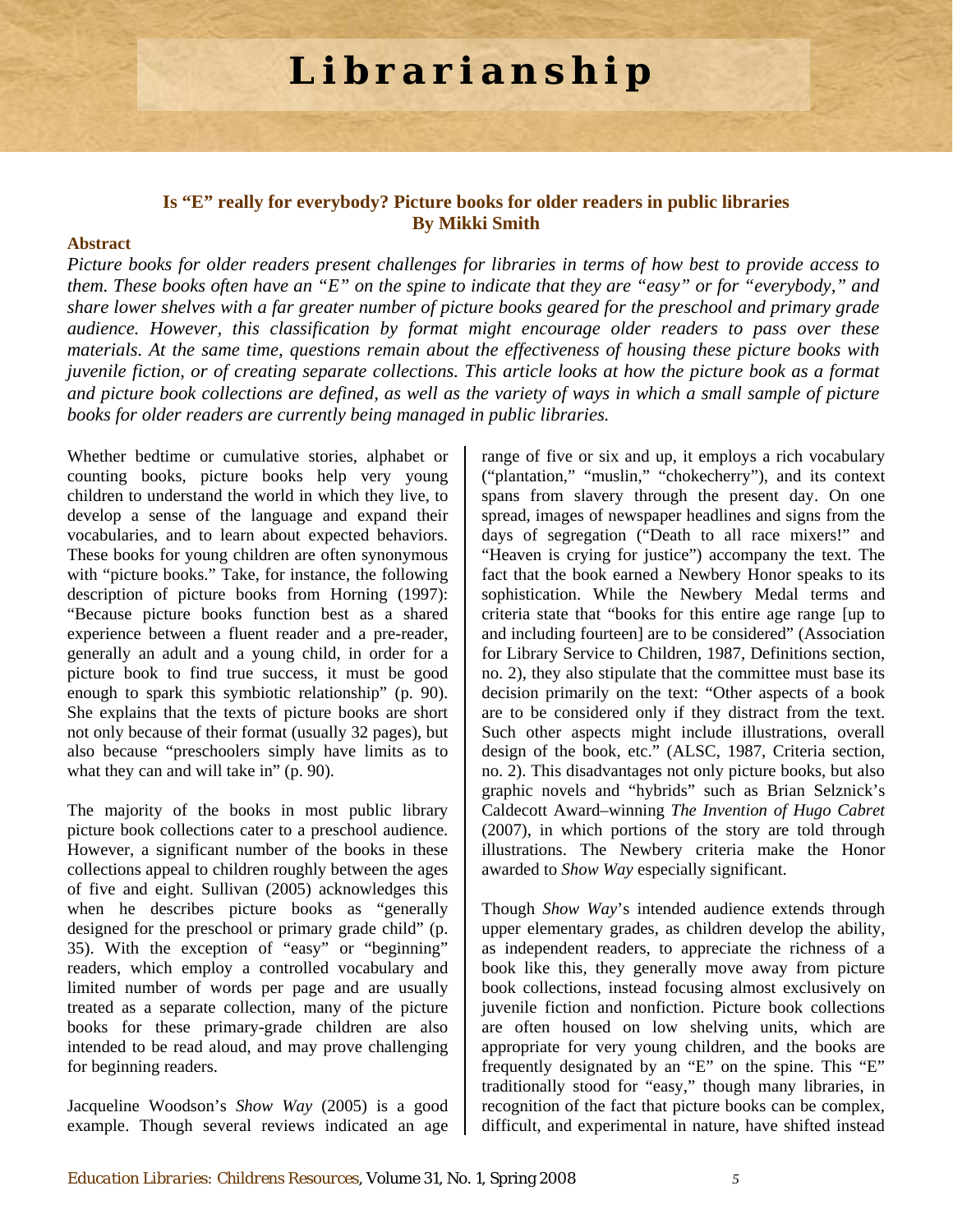# Librarianship

## Is "E" really for everybody? Picture books for older readers in public libraries
**By Mikki Smith**

**Abstract**

*Picture books for older readers present challenges for libraries in terms of how best to provide access to them. These books often have an "E" on the spine to indicate that they are "easy" or for "everybody," and share lower shelves with a far greater number of picture books geared for the preschool and primary grade audience. However, this classification by format might encourage older readers to pass over these materials. At the same time, questions remain about the effectiveness of housing these picture books with juvenile fiction, or of creating separate collections. This article looks at how the picture book as a format and picture book collections are defined, as well as the variety of ways in which a small sample of picture books for older readers are currently being managed in public libraries.*

Whether bedtime or cumulative stories, alphabet or counting books, picture books help very young children to understand the world in which they live, to develop a sense of the language and expand their vocabularies, and to learn about expected behaviors. These books for young children are often synonymous with "picture books." Take, for instance, the following description of picture books from Horning (1997): "Because picture books function best as a shared experience between a fluent reader and a pre-reader, generally an adult and a young child, in order for a picture book to find true success, it must be good enough to spark this symbiotic relationship" (p. 90). She explains that the texts of picture books are short not only because of their format (usually 32 pages), but also because "preschoolers simply have limits as to what they can and will take in" (p. 90).

The majority of the books in most public library picture book collections cater to a preschool audience. However, a significant number of the books in these collections appeal to children roughly between the ages of five and eight. Sullivan (2005) acknowledges this when he describes picture books as "generally designed for the preschool or primary grade child" (p. 35). With the exception of "easy" or "beginning" readers, which employ a controlled vocabulary and limited number of words per page and are usually treated as a separate collection, many of the picture books for these primary-grade children are also intended to be read aloud, and may prove challenging for beginning readers.

Jacqueline Woodson's *Show Way* (2005) is a good example. Though several reviews indicated an age range of five or six and up, it employs a rich vocabulary ("plantation," "muslin," "chokecherry"), and its context spans from slavery through the present day. On one spread, images of newspaper headlines and signs from the days of segregation ("Death to all race mixers!" and "Heaven is crying for justice") accompany the text. The fact that the book earned a Newbery Honor speaks to its sophistication. While the Newbery Medal terms and criteria state that "books for this entire age range [up to and including fourteen] are to be considered" (Association for Library Service to Children, 1987, Definitions section, no. 2), they also stipulate that the committee must base its decision primarily on the text: "Other aspects of a book are to be considered only if they distract from the text. Such other aspects might include illustrations, overall design of the book, etc." (ALSC, 1987, Criteria section, no. 2). This disadvantages not only picture books, but also graphic novels and "hybrids" such as Brian Selznick's Caldecott Award–winning *The Invention of Hugo Cabret* (2007), in which portions of the story are told through illustrations. The Newbery criteria make the Honor awarded to *Show Way* especially significant.

Though *Show Way*'s intended audience extends through upper elementary grades, as children develop the ability, as independent readers, to appreciate the richness of a book like this, they generally move away from picture book collections, instead focusing almost exclusively on juvenile fiction and nonfiction. Picture book collections are often housed on low shelving units, which are appropriate for very young children, and the books are frequently designated by an "E" on the spine. This "E" traditionally stood for "easy," though many libraries, in recognition of the fact that picture books can be complex, difficult, and experimental in nature, have shifted instead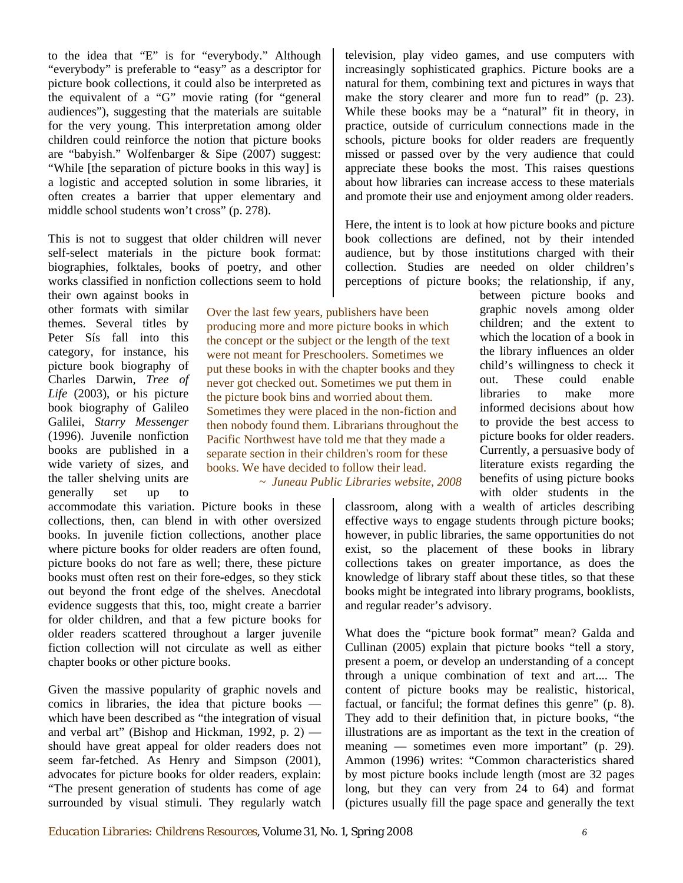to the idea that "E" is for "everybody." Although "everybody" is preferable to "easy" as a descriptor for picture book collections, it could also be interpreted as the equivalent of a "G" movie rating (for "general audiences"), suggesting that the materials are suitable for the very young. This interpretation among older children could reinforce the notion that picture books are "babyish." Wolfenbarger & Sipe (2007) suggest: "While [the separation of picture books in this way] is a logistic and accepted solution in some libraries, it often creates a barrier that upper elementary and middle school students won't cross" (p. 278).

This is not to suggest that older children will never self-select materials in the picture book format: biographies, folktales, books of poetry, and other works classified in nonfiction collections seem to hold their own against books in other formats with similar themes. Several titles by Peter Sís fall into this category, for instance, his picture book biography of Charles Darwin, *Tree of Life* (2003), or his picture book biography of Galileo Galilei, *Starry Messenger* (1996). Juvenile nonfiction books are published in a wide variety of sizes, and the taller shelving units are generally set up to accommodate this variation. Picture books in these collections, then, can blend in with other oversized books. In juvenile fiction collections, another place where picture books for older readers are often found, picture books do not fare as well; there, these picture books must often rest on their fore-edges, so they stick out beyond the front edge of the shelves. Anecdotal evidence suggests that this, too, might create a barrier for older children, and that a few picture books for older readers scattered throughout a larger juvenile fiction collection will not circulate as well as either chapter books or other picture books.

> Over the last few years, publishers have been producing more and more picture books in which the concept or the subject or the length of the text were not meant for Preschoolers. Sometimes we put these books in with the chapter books and they never got checked out. Sometimes we put them in the picture book bins and worried about them. Sometimes they were placed in the non-fiction and then nobody found them. Librarians throughout the Pacific Northwest have told me that they made a separate section in their children's room for these books. We have decided to follow their lead.
>
> ~ *Juneau Public Libraries website, 2008*

Given the massive popularity of graphic novels and comics in libraries, the idea that picture books — which have been described as "the integration of visual and verbal art" (Bishop and Hickman, 1992, p. 2) — should have great appeal for older readers does not seem far-fetched. As Henry and Simpson (2001), advocates for picture books for older readers, explain: "The present generation of students has come of age surrounded by visual stimuli. They regularly watch television, play video games, and use computers with increasingly sophisticated graphics. Picture books are a natural for them, combining text and pictures in ways that make the story clearer and more fun to read" (p. 23). While these books may be a "natural" fit in theory, in practice, outside of curriculum connections made in the schools, picture books for older readers are frequently missed or passed over by the very audience that could appreciate these books the most. This raises questions about how libraries can increase access to these materials and promote their use and enjoyment among older readers.

Here, the intent is to look at how picture books and picture book collections are defined, not by their intended audience, but by those institutions charged with their collection. Studies are needed on older children's perceptions of picture books; the relationship, if any, between picture books and graphic novels among older children; and the extent to which the location of a book in the library influences an older child's willingness to check it out. These could enable libraries to make more informed decisions about how to provide the best access to picture books for older readers. Currently, a persuasive body of literature exists regarding the benefits of using picture books with older students in the classroom, along with a wealth of articles describing effective ways to engage students through picture books; however, in public libraries, the same opportunities do not exist, so the placement of these books in library collections takes on greater importance, as does the knowledge of library staff about these titles, so that these books might be integrated into library programs, booklists, and regular reader's advisory.

What does the "picture book format" mean? Galda and Cullinan (2005) explain that picture books "tell a story, present a poem, or develop an understanding of a concept through a unique combination of text and art.... The content of picture books may be realistic, historical, factual, or fanciful; the format defines this genre" (p. 8). They add to their definition that, in picture books, "the illustrations are as important as the text in the creation of meaning — sometimes even more important" (p. 29). Ammon (1996) writes: "Common characteristics shared by most picture books include length (most are 32 pages long, but they can very from 24 to 64) and format (pictures usually fill the page space and generally the text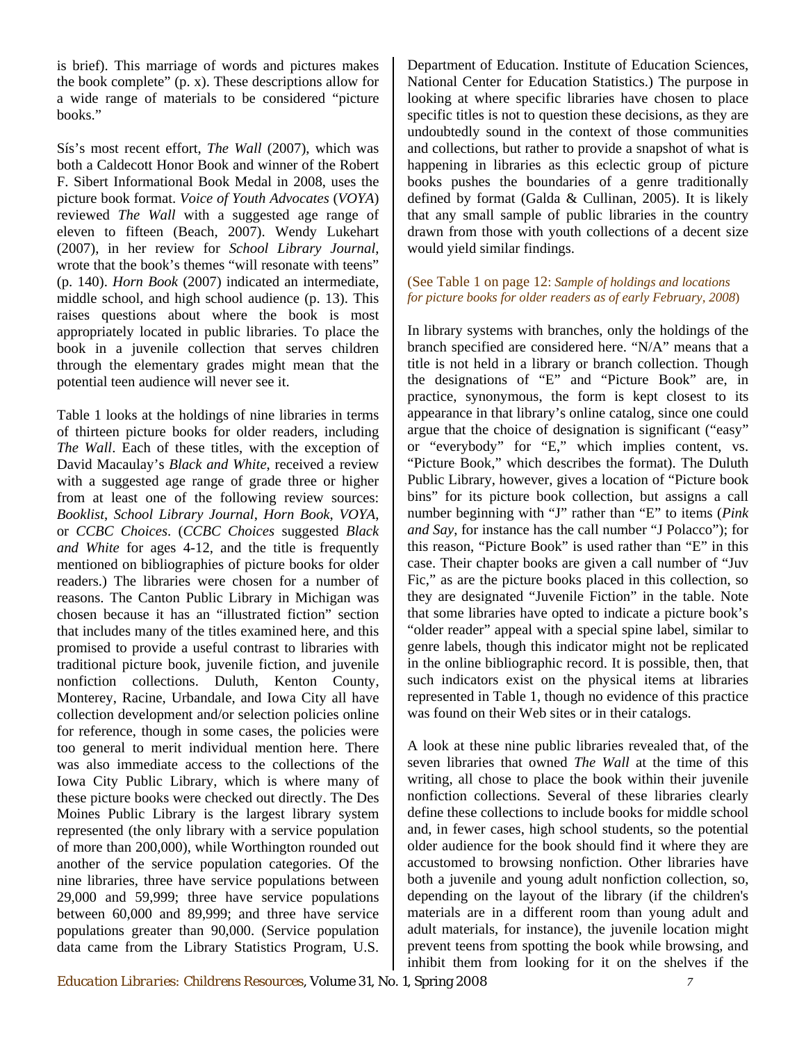is brief). This marriage of words and pictures makes the book complete" (p. x). These descriptions allow for a wide range of materials to be considered "picture books."

Sís's most recent effort, *The Wall* (2007), which was both a Caldecott Honor Book and winner of the Robert F. Sibert Informational Book Medal in 2008, uses the picture book format. *Voice of Youth Advocates* (*VOYA*) reviewed *The Wall* with a suggested age range of eleven to fifteen (Beach, 2007). Wendy Lukehart (2007), in her review for *School Library Journal*, wrote that the book's themes "will resonate with teens" (p. 140). *Horn Book* (2007) indicated an intermediate, middle school, and high school audience (p. 13). This raises questions about where the book is most appropriately located in public libraries. To place the book in a juvenile collection that serves children through the elementary grades might mean that the potential teen audience will never see it.

Table 1 looks at the holdings of nine libraries in terms of thirteen picture books for older readers, including *The Wall*. Each of these titles, with the exception of David Macaulay's *Black and White*, received a review with a suggested age range of grade three or higher from at least one of the following review sources: *Booklist*, *School Library Journal*, *Horn Book*, *VOYA*, or *CCBC Choices*. (*CCBC Choices* suggested *Black and White* for ages 4-12, and the title is frequently mentioned on bibliographies of picture books for older readers.) The libraries were chosen for a number of reasons. The Canton Public Library in Michigan was chosen because it has an "illustrated fiction" section that includes many of the titles examined here, and this promised to provide a useful contrast to libraries with traditional picture book, juvenile fiction, and juvenile nonfiction collections. Duluth, Kenton County, Monterey, Racine, Urbandale, and Iowa City all have collection development and/or selection policies online for reference, though in some cases, the policies were too general to merit individual mention here. There was also immediate access to the collections of the Iowa City Public Library, which is where many of these picture books were checked out directly. The Des Moines Public Library is the largest library system represented (the only library with a service population of more than 200,000), while Worthington rounded out another of the service population categories. Of the nine libraries, three have service populations between 29,000 and 59,999; three have service populations between 60,000 and 89,999; and three have service populations greater than 90,000. (Service population data came from the Library Statistics Program, U.S. Department of Education. Institute of Education Sciences, National Center for Education Statistics.) The purpose in looking at where specific libraries have chosen to place specific titles is not to question these decisions, as they are undoubtedly sound in the context of those communities and collections, but rather to provide a snapshot of what is happening in libraries as this eclectic group of picture books pushes the boundaries of a genre traditionally defined by format (Galda & Cullinan, 2005). It is likely that any small sample of public libraries in the country drawn from those with youth collections of a decent size would yield similar findings.

(See Table 1 on page 12: *Sample of holdings and locations for picture books for older readers as of early February, 2008*)

In library systems with branches, only the holdings of the branch specified are considered here. "N/A" means that a title is not held in a library or branch collection. Though the designations of "E" and "Picture Book" are, in practice, synonymous, the form is kept closest to its appearance in that library's online catalog, since one could argue that the choice of designation is significant ("easy" or "everybody" for "E," which implies content, vs. "Picture Book," which describes the format). The Duluth Public Library, however, gives a location of "Picture book bins" for its picture book collection, but assigns a call number beginning with "J" rather than "E" to items (*Pink and Say*, for instance has the call number "J Polacco"); for this reason, "Picture Book" is used rather than "E" in this case. Their chapter books are given a call number of "Juv Fic," as are the picture books placed in this collection, so they are designated "Juvenile Fiction" in the table. Note that some libraries have opted to indicate a picture book's "older reader" appeal with a special spine label, similar to genre labels, though this indicator might not be replicated in the online bibliographic record. It is possible, then, that such indicators exist on the physical items at libraries represented in Table 1, though no evidence of this practice was found on their Web sites or in their catalogs.

A look at these nine public libraries revealed that, of the seven libraries that owned *The Wall* at the time of this writing, all chose to place the book within their juvenile nonfiction collections. Several of these libraries clearly define these collections to include books for middle school and, in fewer cases, high school students, so the potential older audience for the book should find it where they are accustomed to browsing nonfiction. Other libraries have both a juvenile and young adult nonfiction collection, so, depending on the layout of the library (if the children's materials are in a different room than young adult and adult materials, for instance), the juvenile location might prevent teens from spotting the book while browsing, and inhibit them from looking for it on the shelves if the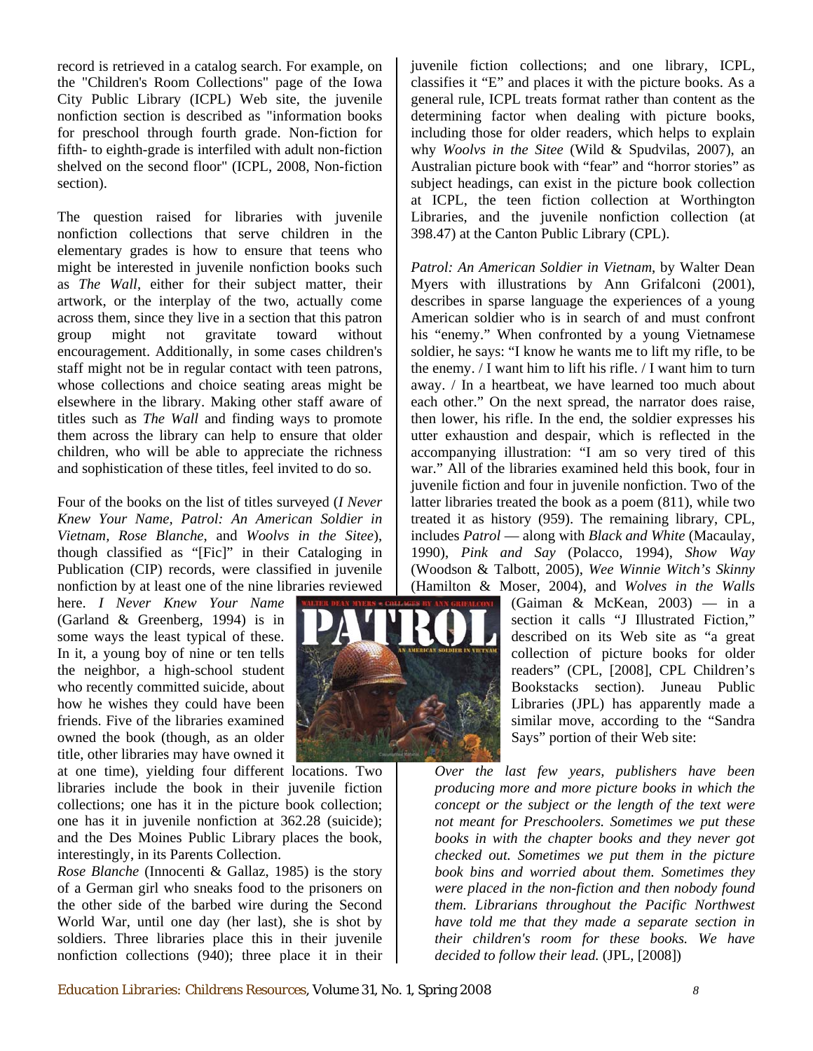record is retrieved in a catalog search. For example, on the "Children's Room Collections" page of the Iowa City Public Library (ICPL) Web site, the juvenile nonfiction section is described as "information books for preschool through fourth grade. Non-fiction for fifth- to eighth-grade is interfiled with adult non-fiction shelved on the second floor" (ICPL, 2008, Non-fiction section).

The question raised for libraries with juvenile nonfiction collections that serve children in the elementary grades is how to ensure that teens who might be interested in juvenile nonfiction books such as *The Wall*, either for their subject matter, their artwork, or the interplay of the two, actually come across them, since they live in a section that this patron group might not gravitate toward without encouragement. Additionally, in some cases children's staff might not be in regular contact with teen patrons, whose collections and choice seating areas might be elsewhere in the library. Making other staff aware of titles such as *The Wall* and finding ways to promote them across the library can help to ensure that older children, who will be able to appreciate the richness and sophistication of these titles, feel invited to do so.

Four of the books on the list of titles surveyed (*I Never Knew Your Name, Patrol: An American Soldier in Vietnam, Rose Blanche*, and *Woolvs in the Sitee*), though classified as "[Fic]" in their Cataloging in Publication (CIP) records, were classified in juvenile nonfiction by at least one of the nine libraries reviewed here. *I Never Knew Your Name* (Garland & Greenberg, 1994) is in some ways the least typical of these. In it, a young boy of nine or ten tells the neighbor, a high-school student who recently committed suicide, about how he wishes they could have been friends. Five of the libraries examined owned the book (though, as an older title, other libraries may have owned it at one time), yielding four different locations. Two libraries include the book in their juvenile fiction collections; one has it in the picture book collection; one has it in juvenile nonfiction at 362.28 (suicide); and the Des Moines Public Library places the book, interestingly, in its Parents Collection.

*Rose Blanche* (Innocenti & Gallaz, 1985) is the story of a German girl who sneaks food to the prisoners on the other side of the barbed wire during the Second World War, until one day (her last), she is shot by soldiers. Three libraries place this in their juvenile nonfiction collections (940); three place it in their juvenile fiction collections; and one library, ICPL, classifies it "E" and places it with the picture books. As a general rule, ICPL treats format rather than content as the determining factor when dealing with picture books, including those for older readers, which helps to explain why *Woolvs in the Sitee* (Wild & Spudvilas, 2007), an Australian picture book with "fear" and "horror stories" as subject headings, can exist in the picture book collection at ICPL, the teen fiction collection at Worthington Libraries, and the juvenile nonfiction collection (at 398.47) at the Canton Public Library (CPL).

*Patrol: An American Soldier in Vietnam*, by Walter Dean Myers with illustrations by Ann Grifalconi (2001), describes in sparse language the experiences of a young American soldier who is in search of and must confront his "enemy." When confronted by a young Vietnamese soldier, he says: "I know he wants me to lift my rifle, to be the enemy. / I want him to lift his rifle. / I want him to turn away. / In a heartbeat, we have learned too much about each other." On the next spread, the narrator does raise, then lower, his rifle. In the end, the soldier expresses his utter exhaustion and despair, which is reflected in the accompanying illustration: "I am so very tired of this war." All of the libraries examined held this book, four in juvenile fiction and four in juvenile nonfiction. Two of the latter libraries treated the book as a poem (811), while two treated it as history (959). The remaining library, CPL, includes *Patrol* — along with *Black and White* (Macaulay, 1990), *Pink and Say* (Polacco, 1994), *Show Way* (Woodson & Talbott, 2005), *Wee Winnie Witch's Skinny* (Hamilton & Moser, 2004), and *Wolves in the Walls* (Gaiman & McKean, 2003) — in a section it calls "J Illustrated Fiction," described on its Web site as "a great collection of picture books for older readers" (CPL, [2008], CPL Children's Bookstacks section). Juneau Public Libraries (JPL) has apparently made a similar move, according to the "Sandra Says" portion of their Web site:

> *Over the last few years, publishers have been producing more and more picture books in which the concept or the subject or the length of the text were not meant for Preschoolers. Sometimes we put these books in with the chapter books and they never got checked out. Sometimes we put them in the picture book bins and worried about them. Sometimes they were placed in the non-fiction and then nobody found them. Librarians throughout the Pacific Northwest have told me that they made a separate section in their children's room for these books. We have decided to follow their lead.* (JPL, [2008])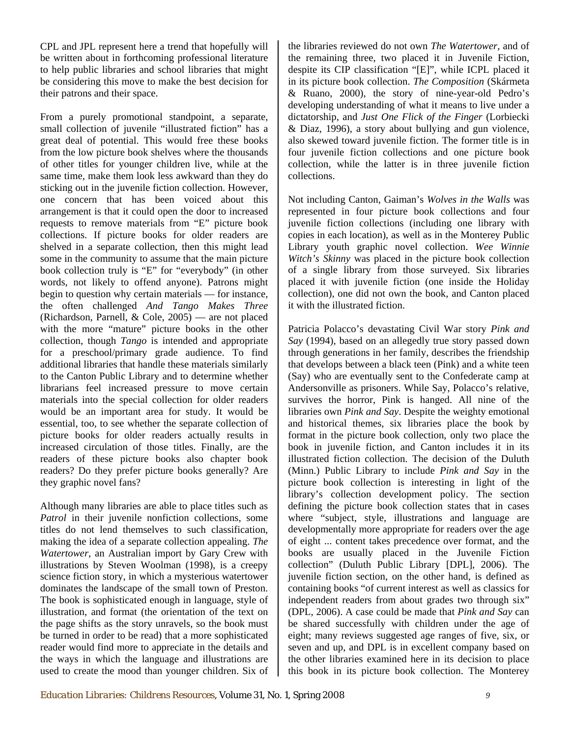CPL and JPL represent here a trend that hopefully will be written about in forthcoming professional literature to help public libraries and school libraries that might be considering this move to make the best decision for their patrons and their space.

From a purely promotional standpoint, a separate, small collection of juvenile "illustrated fiction" has a great deal of potential. This would free these books from the low picture book shelves where the thousands of other titles for younger children live, while at the same time, make them look less awkward than they do sticking out in the juvenile fiction collection. However, one concern that has been voiced about this arrangement is that it could open the door to increased requests to remove materials from "E" picture book collections. If picture books for older readers are shelved in a separate collection, then this might lead some in the community to assume that the main picture book collection truly is "E" for "everybody" (in other words, not likely to offend anyone). Patrons might begin to question why certain materials — for instance, the often challenged *And Tango Makes Three* (Richardson, Parnell, & Cole, 2005) — are not placed with the more "mature" picture books in the other collection, though *Tango* is intended and appropriate for a preschool/primary grade audience. To find additional libraries that handle these materials similarly to the Canton Public Library and to determine whether librarians feel increased pressure to move certain materials into the special collection for older readers would be an important area for study. It would be essential, too, to see whether the separate collection of picture books for older readers actually results in increased circulation of those titles. Finally, are the readers of these picture books also chapter book readers? Do they prefer picture books generally? Are they graphic novel fans?

Although many libraries are able to place titles such as *Patrol* in their juvenile nonfiction collections, some titles do not lend themselves to such classification, making the idea of a separate collection appealing. *The Watertower*, an Australian import by Gary Crew with illustrations by Steven Woolman (1998), is a creepy science fiction story, in which a mysterious watertower dominates the landscape of the small town of Preston. The book is sophisticated enough in language, style of illustration, and format (the orientation of the text on the page shifts as the story unravels, so the book must be turned in order to be read) that a more sophisticated reader would find more to appreciate in the details and the ways in which the language and illustrations are used to create the mood than younger children. Six of the libraries reviewed do not own *The Watertower*, and of the remaining three, two placed it in Juvenile Fiction, despite its CIP classification "[E]", while ICPL placed it in its picture book collection. *The Composition* (Skármeta & Ruano, 2000), the story of nine-year-old Pedro's developing understanding of what it means to live under a dictatorship, and *Just One Flick of the Finger* (Lorbiecki & Diaz, 1996), a story about bullying and gun violence, also skewed toward juvenile fiction. The former title is in four juvenile fiction collections and one picture book collection, while the latter is in three juvenile fiction collections.

Not including Canton, Gaiman's *Wolves in the Walls* was represented in four picture book collections and four juvenile fiction collections (including one library with copies in each location), as well as in the Monterey Public Library youth graphic novel collection. *Wee Winnie Witch's Skinny* was placed in the picture book collection of a single library from those surveyed. Six libraries placed it with juvenile fiction (one inside the Holiday collection), one did not own the book, and Canton placed it with the illustrated fiction.

Patricia Polacco's devastating Civil War story *Pink and Say* (1994), based on an allegedly true story passed down through generations in her family, describes the friendship that develops between a black teen (Pink) and a white teen (Say) who are eventually sent to the Confederate camp at Andersonville as prisoners. While Say, Polacco's relative, survives the horror, Pink is hanged. All nine of the libraries own *Pink and Say*. Despite the weighty emotional and historical themes, six libraries place the book by format in the picture book collection, only two place the book in juvenile fiction, and Canton includes it in its illustrated fiction collection. The decision of the Duluth (Minn.) Public Library to include *Pink and Say* in the picture book collection is interesting in light of the library's collection development policy. The section defining the picture book collection states that in cases where "subject, style, illustrations and language are developmentally more appropriate for readers over the age of eight ... content takes precedence over format, and the books are usually placed in the Juvenile Fiction collection" (Duluth Public Library [DPL], 2006). The juvenile fiction section, on the other hand, is defined as containing books "of current interest as well as classics for independent readers from about grades two through six" (DPL, 2006). A case could be made that *Pink and Say* can be shared successfully with children under the age of eight; many reviews suggested age ranges of five, six, or seven and up, and DPL is in excellent company based on the other libraries examined here in its decision to place this book in its picture book collection. The Monterey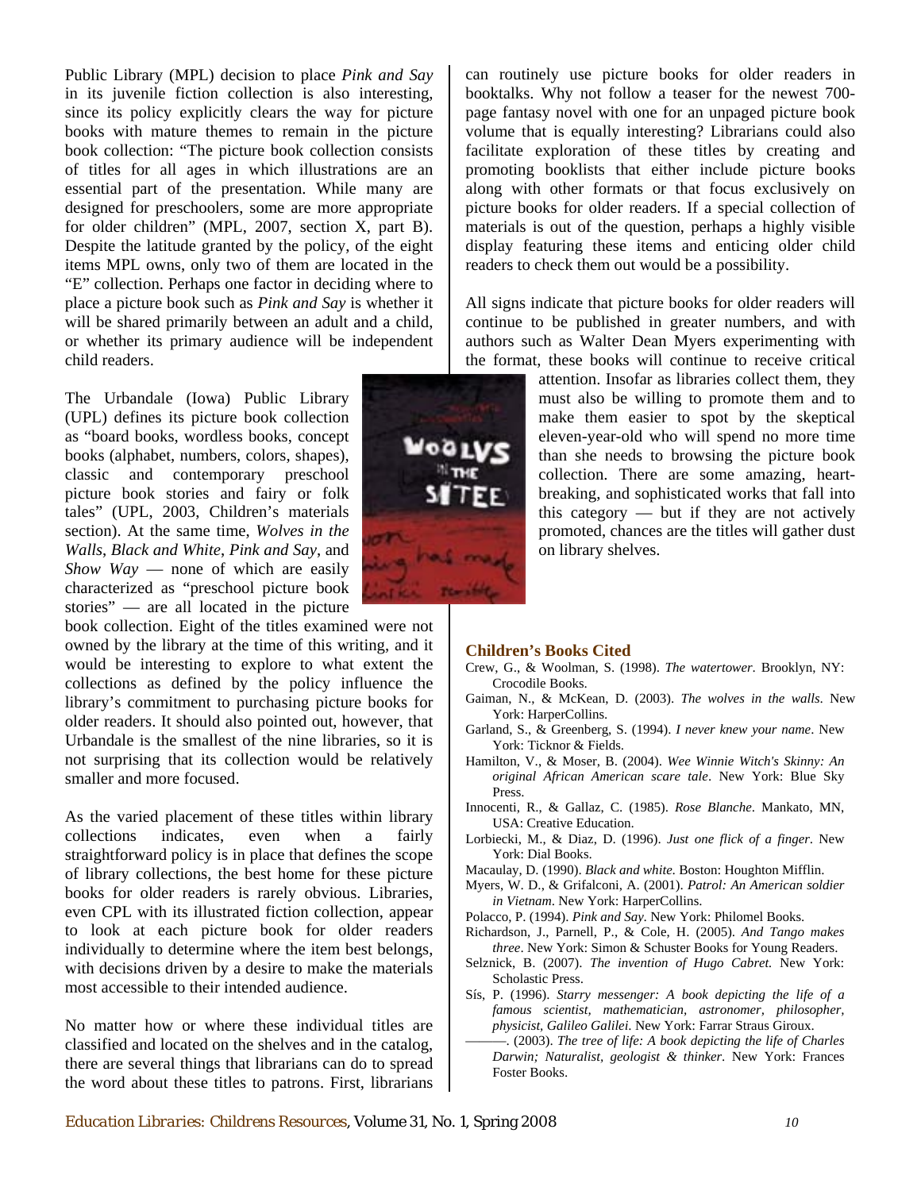Public Library (MPL) decision to place *Pink and Say* in its juvenile fiction collection is also interesting, since its policy explicitly clears the way for picture books with mature themes to remain in the picture book collection: "The picture book collection consists of titles for all ages in which illustrations are an essential part of the presentation. While many are designed for preschoolers, some are more appropriate for older children" (MPL, 2007, section X, part B). Despite the latitude granted by the policy, of the eight items MPL owns, only two of them are located in the "E" collection. Perhaps one factor in deciding where to place a picture book such as *Pink and Say* is whether it will be shared primarily between an adult and a child, or whether its primary audience will be independent child readers.

The Urbandale (Iowa) Public Library (UPL) defines its picture book collection as "board books, wordless books, concept books (alphabet, numbers, colors, shapes), classic and contemporary preschool picture book stories and fairy or folk tales" (UPL, 2003, Children's materials section). At the same time, *Wolves in the Walls*, *Black and White*, *Pink and Say*, and *Show Way* — none of which are easily characterized as "preschool picture book stories" — are all located in the picture book collection. Eight of the titles examined were not owned by the library at the time of this writing, and it would be interesting to explore to what extent the collections as defined by the policy influence the library's commitment to purchasing picture books for older readers. It should also pointed out, however, that Urbandale is the smallest of the nine libraries, so it is not surprising that its collection would be relatively smaller and more focused.

As the varied placement of these titles within library collections indicates, even when a fairly straightforward policy is in place that defines the scope of library collections, the best home for these picture books for older readers is rarely obvious. Libraries, even CPL with its illustrated fiction collection, appear to look at each picture book for older readers individually to determine where the item best belongs, with decisions driven by a desire to make the materials most accessible to their intended audience.

No matter how or where these individual titles are classified and located on the shelves and in the catalog, there are several things that librarians can do to spread the word about these titles to patrons. First, librarians can routinely use picture books for older readers in booktalks. Why not follow a teaser for the newest 700-page fantasy novel with one for an unpaged picture book volume that is equally interesting? Librarians could also facilitate exploration of these titles by creating and promoting booklists that either include picture books along with other formats or that focus exclusively on picture books for older readers. If a special collection of materials is out of the question, perhaps a highly visible display featuring these items and enticing older child readers to check them out would be a possibility.

All signs indicate that picture books for older readers will continue to be published in greater numbers, and with authors such as Walter Dean Myers experimenting with the format, these books will continue to receive critical attention. Insofar as libraries collect them, they must also be willing to promote them and to make them easier to spot by the skeptical eleven-year-old who will spend no more time than she needs to browsing the picture book collection. There are some amazing, heart-breaking, and sophisticated works that fall into this category — but if they are not actively promoted, chances are the titles will gather dust on library shelves.

### Children's Books Cited

Crew, G., & Woolman, S. (1998). *The watertower*. Brooklyn, NY: Crocodile Books.

Gaiman, N., & McKean, D. (2003). *The wolves in the walls*. New York: HarperCollins.

Garland, S., & Greenberg, S. (1994). *I never knew your name*. New York: Ticknor & Fields.

Hamilton, V., & Moser, B. (2004). *Wee Winnie Witch's Skinny: An original African American scare tale*. New York: Blue Sky Press.

Innocenti, R., & Gallaz, C. (1985). *Rose Blanche*. Mankato, MN, USA: Creative Education.

Lorbiecki, M., & Diaz, D. (1996). *Just one flick of a finger*. New York: Dial Books.

Macaulay, D. (1990). *Black and white*. Boston: Houghton Mifflin.

Myers, W. D., & Grifalconi, A. (2001). *Patrol: An American soldier in Vietnam*. New York: HarperCollins.

Polacco, P. (1994). *Pink and Say*. New York: Philomel Books.

Richardson, J., Parnell, P., & Cole, H. (2005). *And Tango makes three*. New York: Simon & Schuster Books for Young Readers.

Selznick, B. (2007). *The invention of Hugo Cabret.* New York: Scholastic Press.

Sís, P. (1996). *Starry messenger: A book depicting the life of a famous scientist, mathematician, astronomer, philosopher, physicist, Galileo Galilei.* New York: Farrar Straus Giroux.

———. (2003). *The tree of life: A book depicting the life of Charles Darwin; Naturalist, geologist & thinker.* New York: Frances Foster Books.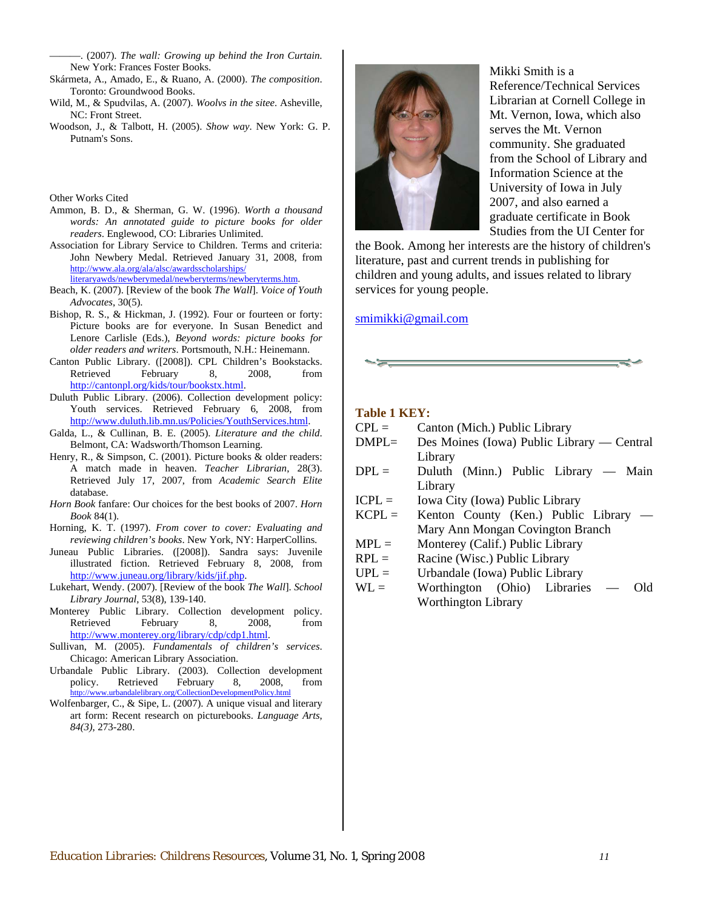———. (2007). *The wall: Growing up behind the Iron Curtain*. New York: Frances Foster Books.

Skármeta, A., Amado, E., & Ruano, A. (2000). *The composition*. Toronto: Groundwood Books.

Wild, M., & Spudvilas, A. (2007). *Woolvs in the sitee*. Asheville, NC: Front Street.

Woodson, J., & Talbott, H. (2005). *Show way*. New York: G. P. Putnam's Sons.

Other Works Cited

Ammon, B. D., & Sherman, G. W. (1996). *Worth a thousand words: An annotated guide to picture books for older readers*. Englewood, CO: Libraries Unlimited.

Association for Library Service to Children. Terms and criteria: John Newbery Medal. Retrieved January 31, 2008, from http://www.ala.org/ala/alsc/awardsscholarships/literaryawds/newberymedal/newberyterms/newberyterms.htm.

Beach, K. (2007). [Review of the book *The Wall*]. *Voice of Youth Advocates*, 30(5).

Bishop, R. S., & Hickman, J. (1992). Four or fourteen or forty: Picture books are for everyone. In Susan Benedict and Lenore Carlisle (Eds.), *Beyond words: picture books for older readers and writers*. Portsmouth, N.H.: Heinemann.

Canton Public Library. ([2008]). CPL Children's Bookstacks. Retrieved February 8, 2008, from http://cantonpl.org/kids/tour/bookstx.html.

Duluth Public Library. (2006). Collection development policy: Youth services. Retrieved February 6, 2008, from http://www.duluth.lib.mn.us/Policies/YouthServices.html.

Galda, L., & Cullinan, B. E. (2005). *Literature and the child*. Belmont, CA: Wadsworth/Thomson Learning.

Henry, R., & Simpson, C. (2001). Picture books & older readers: A match made in heaven. *Teacher Librarian*, 28(3). Retrieved July 17, 2007, from *Academic Search Elite* database.

*Horn Book* fanfare: Our choices for the best books of 2007. *Horn Book* 84(1).

Horning, K. T. (1997). *From cover to cover: Evaluating and reviewing children's books*. New York, NY: HarperCollins.

Juneau Public Libraries. ([2008]). Sandra says: Juvenile illustrated fiction. Retrieved February 8, 2008, from http://www.juneau.org/library/kids/jif.php.

Lukehart, Wendy. (2007). [Review of the book *The Wall*]. *School Library Journal*, 53(8), 139-140.

Monterey Public Library. Collection development policy. Retrieved February 8, 2008, from http://www.monterey.org/library/cdp/cdp1.html.

Sullivan, M. (2005). *Fundamentals of children's services*. Chicago: American Library Association.

Urbandale Public Library. (2003). Collection development policy. Retrieved February 8, 2008, from http://www.urbandalelibrary.org/CollectionDevelopmentPolicy.html

Wolfenbarger, C., & Sipe, L. (2007). A unique visual and literary art form: Recent research on picturebooks. *Language Arts, 84(3)*, 273-280.

Mikki Smith is a Reference/Technical Services Librarian at Cornell College in Mt. Vernon, Iowa, which also serves the Mt. Vernon community. She graduated from the School of Library and Information Science at the University of Iowa in July 2007, and also earned a graduate certificate in Book Studies from the UI Center for the Book. Among her interests are the history of children's literature, past and current trends in publishing for children and young adults, and issues related to library services for young people.

smimikki@gmail.com

**Table 1 KEY:**

| | |
|---|---|
| CPL = | Canton (Mich.) Public Library |
| DMPL= | Des Moines (Iowa) Public Library — Central Library |
| DPL = | Duluth (Minn.) Public Library — Main Library |
| ICPL = | Iowa City (Iowa) Public Library |
| KCPL = | Kenton County (Ken.) Public Library — Mary Ann Mongan Covington Branch |
| MPL = | Monterey (Calif.) Public Library |
| RPL = | Racine (Wisc.) Public Library |
| UPL = | Urbandale (Iowa) Public Library |
| WL = | Worthington (Ohio) Libraries — Old Worthington Library |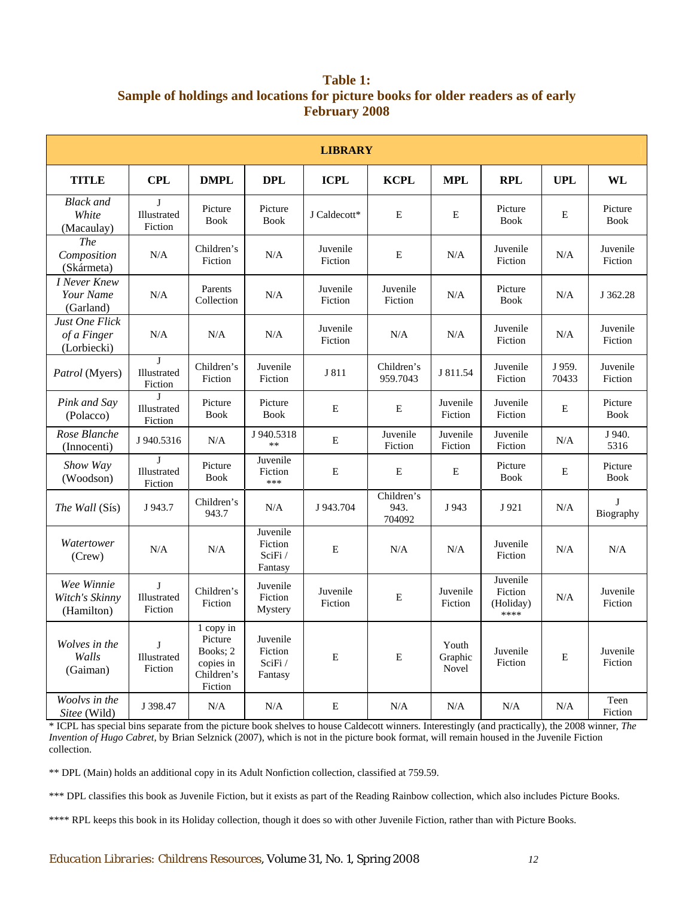**Table 1:**
**Sample of holdings and locations for picture books for older readers as of early February 2008**

| | LIBRARY | | | | | | | | |
|---|---|---|---|---|---|---|---|---|---|
| **TITLE** | **CPL** | **DMPL** | **DPL** | **ICPL** | **KCPL** | **MPL** | **RPL** | **UPL** | **WL** |
| *Black and White* (Macaulay) | J Illustrated Fiction | Picture Book | Picture Book | J Caldecott* | E | E | Picture Book | E | Picture Book |
| *The Composition* (Skármeta) | N/A | Children's Fiction | N/A | Juvenile Fiction | E | N/A | Juvenile Fiction | N/A | Juvenile Fiction |
| *I Never Knew Your Name* (Garland) | N/A | Parents Collection | N/A | Juvenile Fiction | Juvenile Fiction | N/A | Picture Book | N/A | J 362.28 |
| *Just One Flick of a Finger* (Lorbiecki) | N/A | N/A | N/A | Juvenile Fiction | N/A | N/A | Juvenile Fiction | N/A | Juvenile Fiction |
| *Patrol* (Myers) | J Illustrated Fiction | Children's Fiction | Juvenile Fiction | J 811 | Children's 959.7043 | J 811.54 | Juvenile Fiction | J 959. 70433 | Juvenile Fiction |
| *Pink and Say* (Polacco) | J Illustrated Fiction | Picture Book | Picture Book | E | E | Juvenile Fiction | Juvenile Fiction | E | Picture Book |
| *Rose Blanche* (Innocenti) | J 940.5316 | N/A | J 940.5318 ** | E | Juvenile Fiction | Juvenile Fiction | Juvenile Fiction | N/A | J 940. 5316 |
| *Show Way* (Woodson) | J Illustrated Fiction | Picture Book | Juvenile Fiction *** | E | E | E | Picture Book | E | Picture Book |
| *The Wall* (Sís) | J 943.7 | Children's 943.7 | N/A | J 943.704 | Children's 943. 704092 | J 943 | J 921 | N/A | J Biography |
| *Watertower* (Crew) | N/A | N/A | Juvenile Fiction SciFi / Fantasy | E | N/A | N/A | Juvenile Fiction | N/A | N/A |
| *Wee Winnie Witch's Skinny* (Hamilton) | J Illustrated Fiction | Children's Fiction | Juvenile Fiction Mystery | Juvenile Fiction | E | Juvenile Fiction | Juvenile Fiction (Holiday) **** | N/A | Juvenile Fiction |
| *Wolves in the Walls* (Gaiman) | J Illustrated Fiction | 1 copy in Picture Books; 2 copies in Children's Fiction | Juvenile Fiction SciFi / Fantasy | E | E | Youth Graphic Novel | Juvenile Fiction | E | Juvenile Fiction |
| *Woolvs in the Sitee* (Wild) | J 398.47 | N/A | N/A | E | N/A | N/A | N/A | N/A | Teen Fiction |

* ICPL has special bins separate from the picture book shelves to house Caldecott winners. Interestingly (and practically), the 2008 winner, *The Invention of Hugo Cabret*, by Brian Selznick (2007), which is not in the picture book format, will remain housed in the Juvenile Fiction collection.

** DPL (Main) holds an additional copy in its Adult Nonfiction collection, classified at 759.59.

*** DPL classifies this book as Juvenile Fiction, but it exists as part of the Reading Rainbow collection, which also includes Picture Books.

**** RPL keeps this book in its Holiday collection, though it does so with other Juvenile Fiction, rather than with Picture Books.